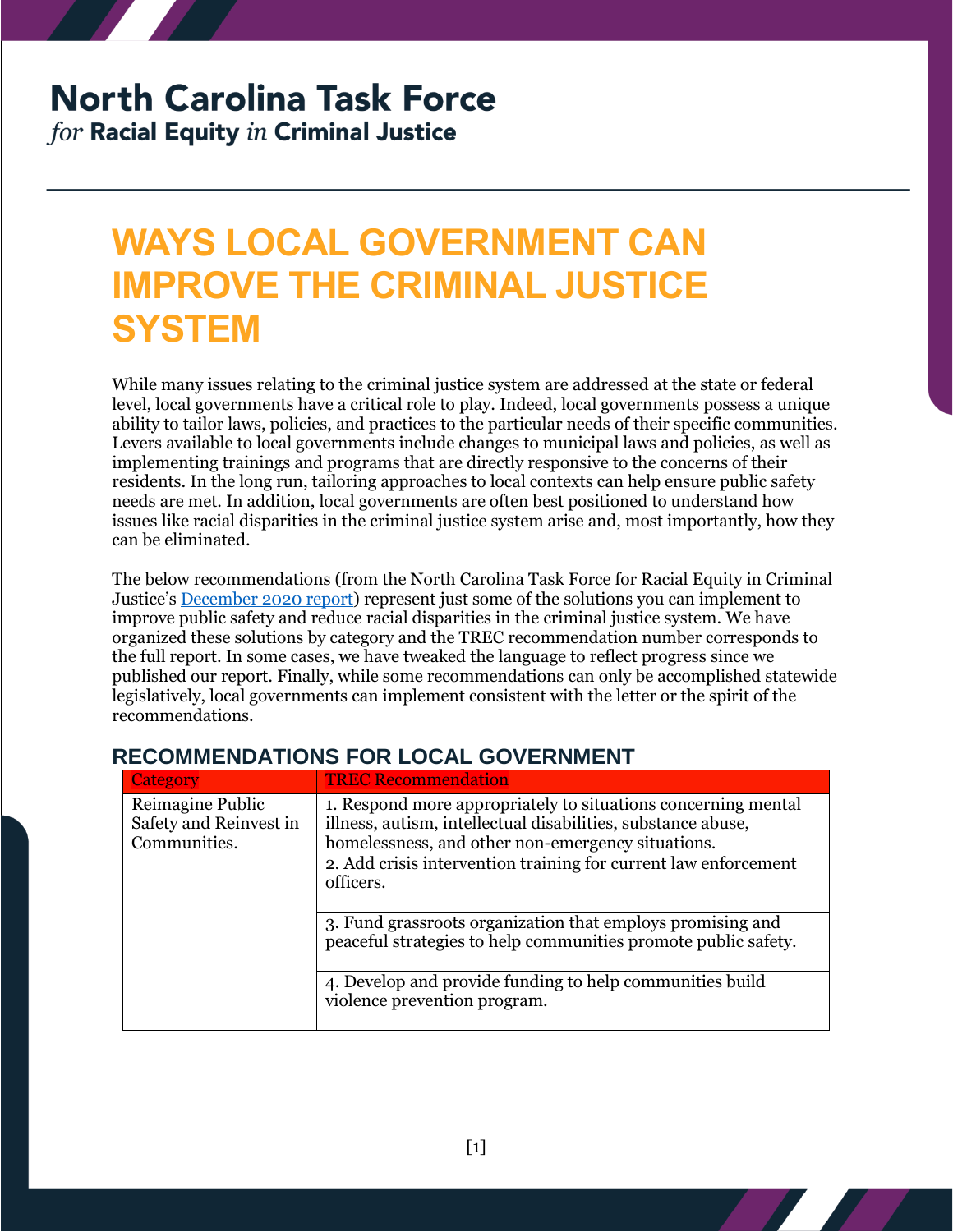# North Carolina Task Force
*for* **Racial Equity** *in* **Criminal Justice**

# WAYS LOCAL GOVERNMENT CAN IMPROVE THE CRIMINAL JUSTICE SYSTEM

While many issues relating to the criminal justice system are addressed at the state or federal level, local governments have a critical role to play. Indeed, local governments possess a unique ability to tailor laws, policies, and practices to the particular needs of their specific communities. Levers available to local governments include changes to municipal laws and policies, as well as implementing trainings and programs that are directly responsive to the concerns of their residents. In the long run, tailoring approaches to local contexts can help ensure public safety needs are met. In addition, local governments are often best positioned to understand how issues like racial disparities in the criminal justice system arise and, most importantly, how they can be eliminated.

The below recommendations (from the North Carolina Task Force for Racial Equity in Criminal Justice's December 2020 report) represent just some of the solutions you can implement to improve public safety and reduce racial disparities in the criminal justice system. We have organized these solutions by category and the TREC recommendation number corresponds to the full report. In some cases, we have tweaked the language to reflect progress since we published our report. Finally, while some recommendations can only be accomplished statewide legislatively, local governments can implement consistent with the letter or the spirit of the recommendations.

## RECOMMENDATIONS FOR LOCAL GOVERNMENT

| Category | TREC Recommendation |
| --- | --- |
| Reimagine Public Safety and Reinvest in Communities. | 1. Respond more appropriately to situations concerning mental illness, autism, intellectual disabilities, substance abuse, homelessness, and other non-emergency situations. |
| | 2. Add crisis intervention training for current law enforcement officers. |
| | 3. Fund grassroots organization that employs promising and peaceful strategies to help communities promote public safety. |
| | 4. Develop and provide funding to help communities build violence prevention program. |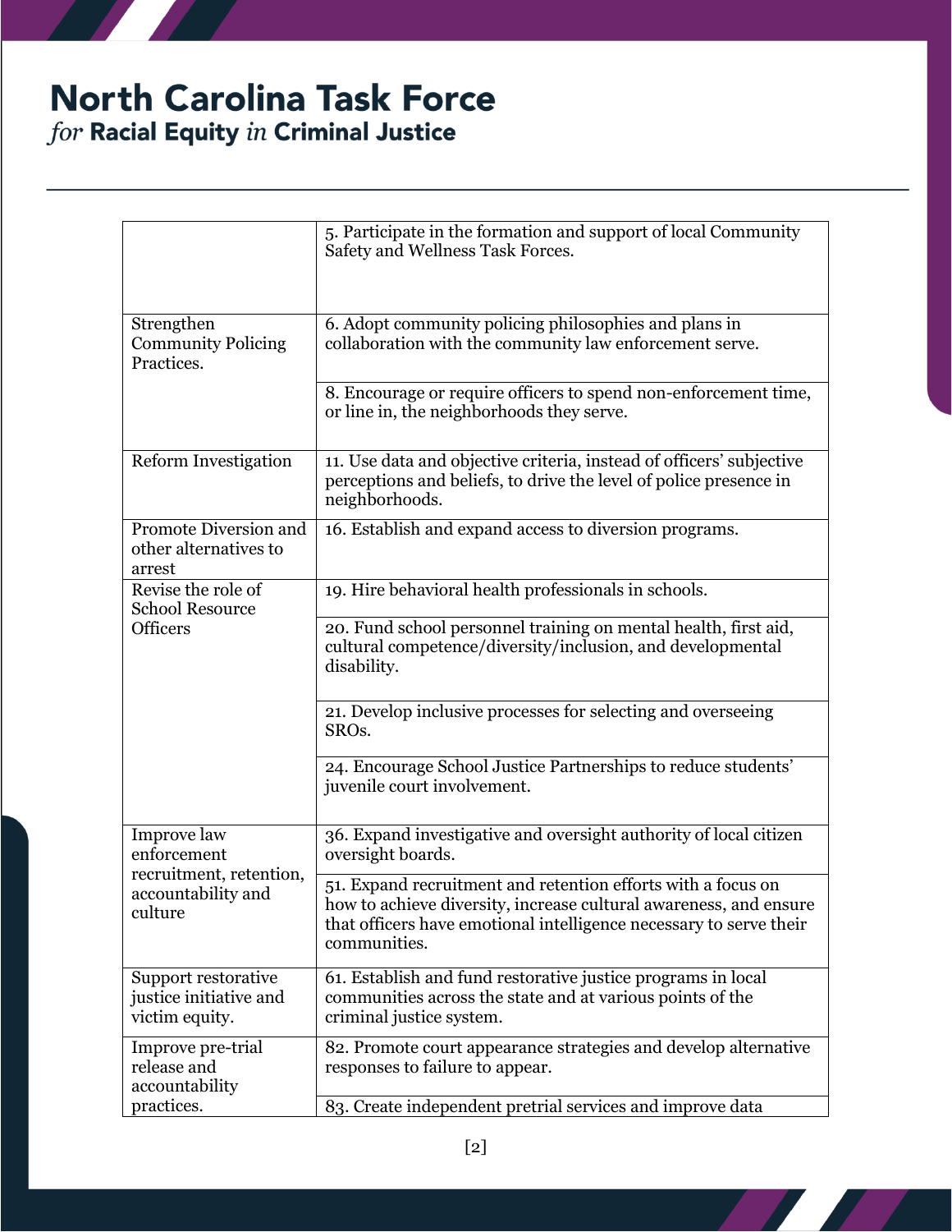| | |
|---|---|
| | 5. Participate in the formation and support of local Community Safety and Wellness Task Forces. |
| Strengthen Community Policing Practices. | 6. Adopt community policing philosophies and plans in collaboration with the community law enforcement serve. |
| | 8. Encourage or require officers to spend non-enforcement time, or line in, the neighborhoods they serve. |
| Reform Investigation | 11. Use data and objective criteria, instead of officers' subjective perceptions and beliefs, to drive the level of police presence in neighborhoods. |
| Promote Diversion and other alternatives to arrest | 16. Establish and expand access to diversion programs. |
| Revise the role of School Resource Officers | 19. Hire behavioral health professionals in schools. |
| | 20. Fund school personnel training on mental health, first aid, cultural competence/diversity/inclusion, and developmental disability. |
| | 21. Develop inclusive processes for selecting and overseeing SROs. |
| | 24. Encourage School Justice Partnerships to reduce students' juvenile court involvement. |
| Improve law enforcement recruitment, retention, accountability and culture | 36. Expand investigative and oversight authority of local citizen oversight boards. |
| | 51. Expand recruitment and retention efforts with a focus on how to achieve diversity, increase cultural awareness, and ensure that officers have emotional intelligence necessary to serve their communities. |
| Support restorative justice initiative and victim equity. | 61. Establish and fund restorative justice programs in local communities across the state and at various points of the criminal justice system. |
| Improve pre-trial release and accountability practices. | 82. Promote court appearance strategies and develop alternative responses to failure to appear. |
| | 83. Create independent pretrial services and improve data |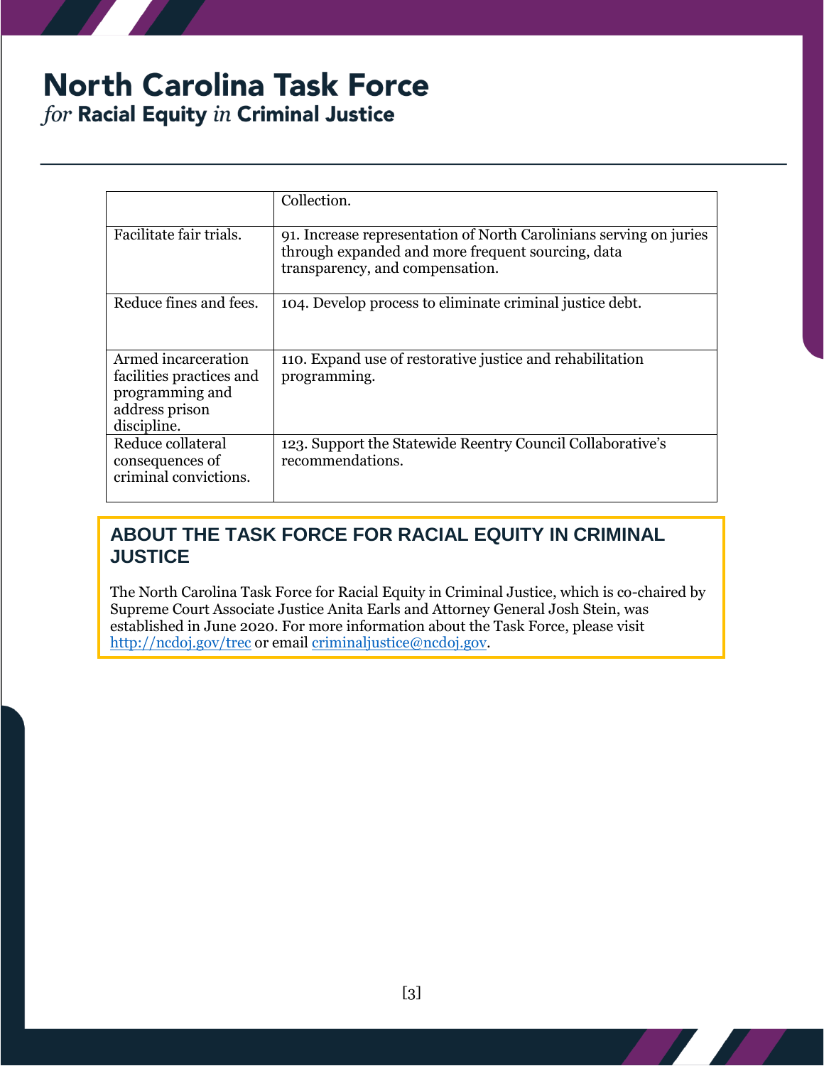| | |
|---|---|
| | Collection. |
| Facilitate fair trials. | 91. Increase representation of North Carolinians serving on juries through expanded and more frequent sourcing, data transparency, and compensation. |
| Reduce fines and fees. | 104. Develop process to eliminate criminal justice debt. |
| Armed incarceration facilities practices and programming and address prison discipline. | 110. Expand use of restorative justice and rehabilitation programming. |
| Reduce collateral consequences of criminal convictions. | 123. Support the Statewide Reentry Council Collaborative's recommendations. |

## ABOUT THE TASK FORCE FOR RACIAL EQUITY IN CRIMINAL JUSTICE

The North Carolina Task Force for Racial Equity in Criminal Justice, which is co-chaired by Supreme Court Associate Justice Anita Earls and Attorney General Josh Stein, was established in June 2020. For more information about the Task Force, please visit http://ncdoj.gov/trec or email criminaljustice@ncdoj.gov.